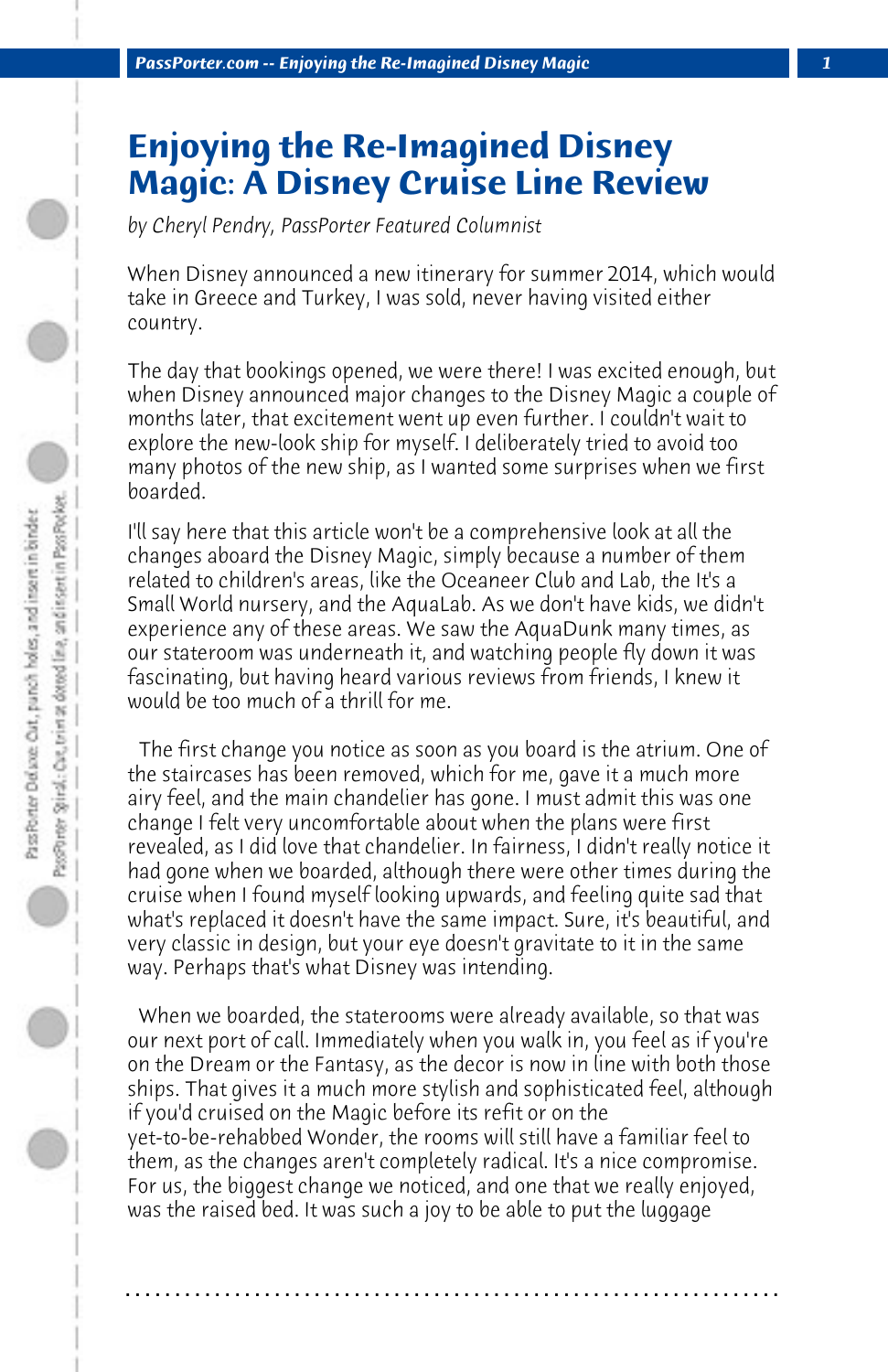# Enjoying the Re-Imagined Disney Magic: A Disney Cruise Line Review

*by Cheryl Pendry, PassPorter Featured Columnist*

When Disney announced a new itinerary for summer 2014, which would take in Greece and Turkey, I was sold, never having visited either country.

The day that bookings opened, we were there! I was excited enough, but when Disney announced major changes to the Disney Magic a couple of months later, that excitement went up even further. I couldn't wait to explore the new-look ship for myself. I deliberately tried to avoid too many photos of the new ship, as I wanted some surprises when we first boarded.

I'll say here that this article won't be a comprehensive look at all the changes aboard the Disney Magic, simply because a number of them related to children's areas, like the Oceaneer Club and Lab, the It's a Small World nursery, and the AquaLab. As we don't have kids, we didn't experience any of these areas. We saw the AquaDunk many times, as our stateroom was underneath it, and watching people fly down it was fascinating, but having heard various reviews from friends, I knew it would be too much of a thrill for me.

The first change you notice as soon as you board is the atrium. One of the staircases has been removed, which for me, gave it a much more airy feel, and the main chandelier has gone. I must admit this was one change I felt very uncomfortable about when the plans were first revealed, as I did love that chandelier. In fairness, I didn't really notice it had gone when we boarded, although there were other times during the cruise when I found myself looking upwards, and feeling quite sad that what's replaced it doesn't have the same impact. Sure, it's beautiful, and very classic in design, but your eye doesn't gravitate to it in the same way. Perhaps that's what Disney was intending.

When we boarded, the staterooms were already available, so that was our next port of call. Immediately when you walk in, you feel as if you're on the Dream or the Fantasy, as the decor is now in line with both those ships. That gives it a much more stylish and sophisticated feel, although if you'd cruised on the Magic before its refit or on the yet-to-be-rehabbed Wonder, the rooms will still have a familiar feel to them, as the changes aren't completely radical. It's a nice compromise. For us, the biggest change we noticed, and one that we really enjoyed, was the raised bed. It was such a joy to be able to put the luggage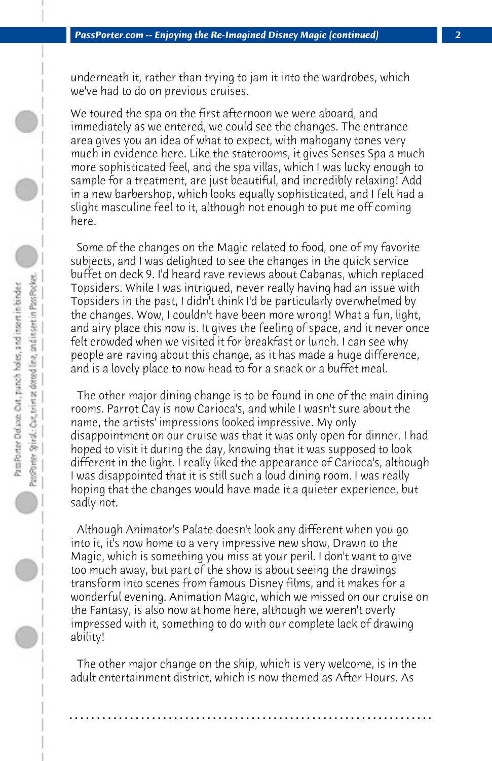underneath it, rather than trying to jam it into the wardrobes, which we've had to do on previous cruises.

We toured the spa on the first afternoon we were aboard, and immediately as we entered, we could see the changes. The entrance area gives you an idea of what to expect, with mahogany tones very much in evidence here. Like the staterooms, it gives Senses Spa a much more sophisticated feel, and the spa villas, which I was lucky enough to sample for a treatment, are just beautiful, and incredibly relaxing! Add in a new barbershop, which looks equally sophisticated, and I felt had a slight masculine feel to it, although not enough to put me off coming here.

Some of the changes on the Magic related to food, one of my favorite subjects, and I was delighted to see the changes in the quick service buffet on deck 9. I'd heard rave reviews about Cabanas, which replaced Topsiders. While I was intrigued, never really having had an issue with Topsiders in the past, I didn't think I'd be particularly overwhelmed by the changes. Wow, I couldn't have been more wrong! What a fun, light, and airy place this now is. It gives the feeling of space, and it never once felt crowded when we visited it for breakfast or lunch. I can see why people are raving about this change, as it has made a huge difference, and is a lovely place to now head to for a snack or a buffet meal.

The other major dining change is to be found in one of the main dining rooms. Parrot Cay is now Carioca's, and while I wasn't sure about the name, the artists' impressions looked impressive. My only disappointment on our cruise was that it was only open for dinner. I had hoped to visit it during the day, knowing that it was supposed to look different in the light. I really liked the appearance of Carioca's, although I was disappointed that it is still such a loud dining room. I was really hoping that the changes would have made it a quieter experience, but sadly not.

Although Animator's Palate doesn't look any different when you go into it, it's now home to a very impressive new show, Drawn to the Magic, which is something you miss at your peril. I don't want to give too much away, but part of the show is about seeing the drawings transform into scenes from famous Disney films, and it makes for a wonderful evening. Animation Magic, which we missed on our cruise on the Fantasy, is also now at home here, although we weren't overly impressed with it, something to do with our complete lack of drawing ability!

The other major change on the ship, which is very welcome, is in the adult entertainment district, which is now themed as After Hours. As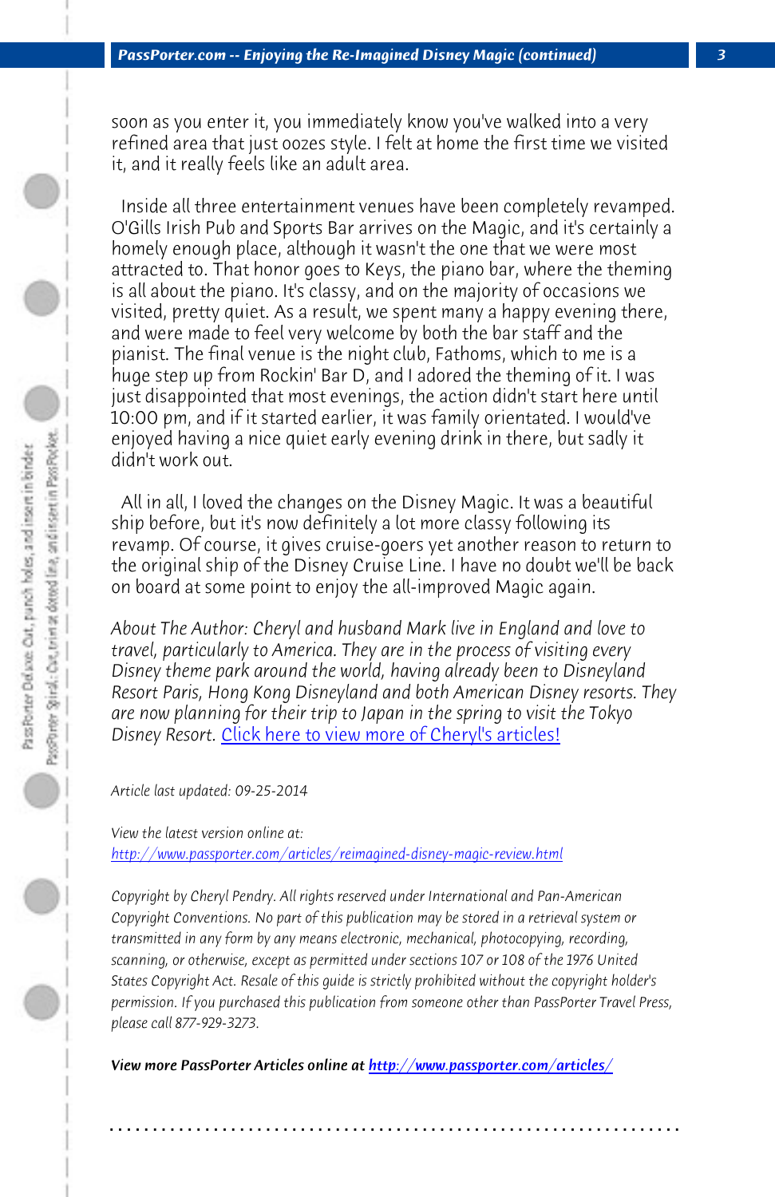soon as you enter it, you immediately know you've walked into a very refined area that just oozes style. I felt at home the first time we visited it, and it really feels like an adult area.

Inside all three entertainment venues have been completely revamped. O'Gills Irish Pub and Sports Bar arrives on the Magic, and it's certainly a homely enough place, although it wasn't the one that we were most attracted to. That honor goes to Keys, the piano bar, where the theming is all about the piano. It's classy, and on the majority of occasions we visited, pretty quiet. As a result, we spent many a happy evening there, and were made to feel very welcome by both the bar staff and the pianist. The final venue is the night club, Fathoms, which to me is a huge step up from Rockin' Bar D, and I adored the theming of it. I was just disappointed that most evenings, the action didn't start here until 10:00 pm, and if it started earlier, it was family orientated. I would've enjoyed having a nice quiet early evening drink in there, but sadly it didn't work out.

All in all, I loved the changes on the Disney Magic. It was a beautiful ship before, but it's now definitely a lot more classy following its revamp. Of course, it gives cruise-goers yet another reason to return to the original ship of the Disney Cruise Line. I have no doubt we'll be back on board at some point to enjoy the all-improved Magic again.

*About The Author: Cheryl and husband Mark live in England and love to travel, particularly to America. They are in the process of visiting every Disney theme park around the world, having already been to Disneyland Resort Paris, Hong Kong Disneyland and both American Disney resorts. They are now planning for their trip to Japan in the spring to visit the Tokyo Disney Resort.* Click here to view more of Cheryl's articles!

*Article last updated: 09-25-2014*

*View the latest version online at:*
*http://www.passporter.com/articles/reimagined-disney-magic-review.html*

*Copyright by Cheryl Pendry. All rights reserved under International and Pan-American Copyright Conventions. No part of this publication may be stored in a retrieval system or transmitted in any form by any means electronic, mechanical, photocopying, recording, scanning, or otherwise, except as permitted under sections 107 or 108 of the 1976 United States Copyright Act. Resale of this guide is strictly prohibited without the copyright holder's permission. If you purchased this publication from someone other than PassPorter Travel Press, please call 877-929-3273.*

***View more PassPorter Articles online at http://www.passporter.com/articles/***